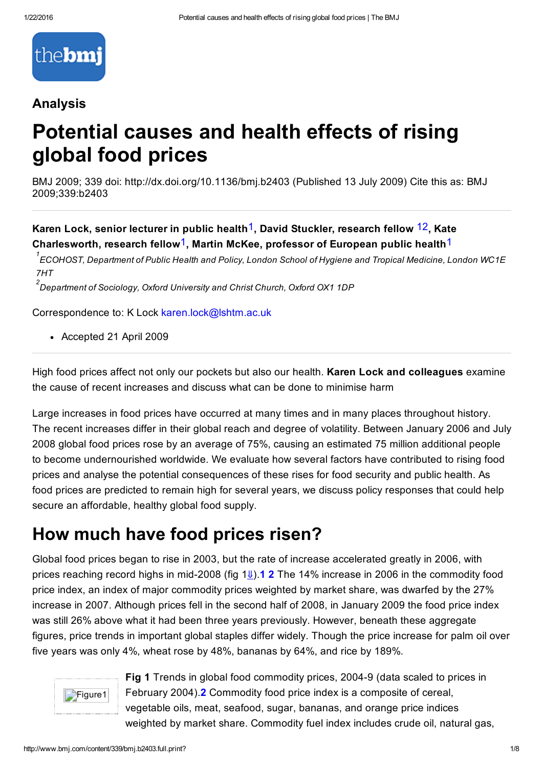Analysis

# Potential causes and health effects of rising global food prices

BMJ 2009; 339 doi: http://dx.doi.org/10.1136/bmj.b2403 (Published 13 July 2009) Cite this as: BMJ 2009;339:b2403

**Karen Lock, senior lecturer in public health**[1], **David Stuckler, research fellow**[12], **Kate Charlesworth, research fellow**[1], **Martin McKee, professor of European public health**[1]

[1] *ECOHOST, Department of Public Health and Policy, London School of Hygiene and Tropical Medicine, London WC1E 7HT*

[2] *Department of Sociology, Oxford University and Christ Church, Oxford OX1 1DP*

Correspondence to: K Lock karen.lock@lshtm.ac.uk

- Accepted 21 April 2009

---

High food prices affect not only our pockets but also our health. **Karen Lock and colleagues** examine the cause of recent increases and discuss what can be done to minimise harm

Large increases in food prices have occurred at many times and in many places throughout history. The recent increases differ in their global reach and degree of volatility. Between January 2006 and July 2008 global food prices rose by an average of 75%, causing an estimated 75 million additional people to become undernourished worldwide. We evaluate how several factors have contributed to rising food prices and analyse the potential consequences of these rises for food security and public health. As food prices are predicted to remain high for several years, we discuss policy responses that could help secure an affordable, healthy global food supply.

## How much have food prices risen?

Global food prices began to rise in 2003, but the rate of increase accelerated greatly in 2006, with prices reaching record highs in mid-2008 (fig 1⇓).[1 2] The 14% increase in 2006 in the commodity food price index, an index of major commodity prices weighted by market share, was dwarfed by the 27% increase in 2007. Although prices fell in the second half of 2008, in January 2009 the food price index was still 26% above what it had been three years previously. However, beneath these aggregate figures, price trends in important global staples differ widely. Though the price increase for palm oil over five years was only 4%, wheat rose by 48%, bananas by 64%, and rice by 189%.

**Fig 1** Trends in global food commodity prices, 2004-9 (data scaled to prices in February 2004).[2] Commodity food price index is a composite of cereal, vegetable oils, meat, seafood, sugar, bananas, and orange price indices weighted by market share. Commodity fuel index includes crude oil, natural gas,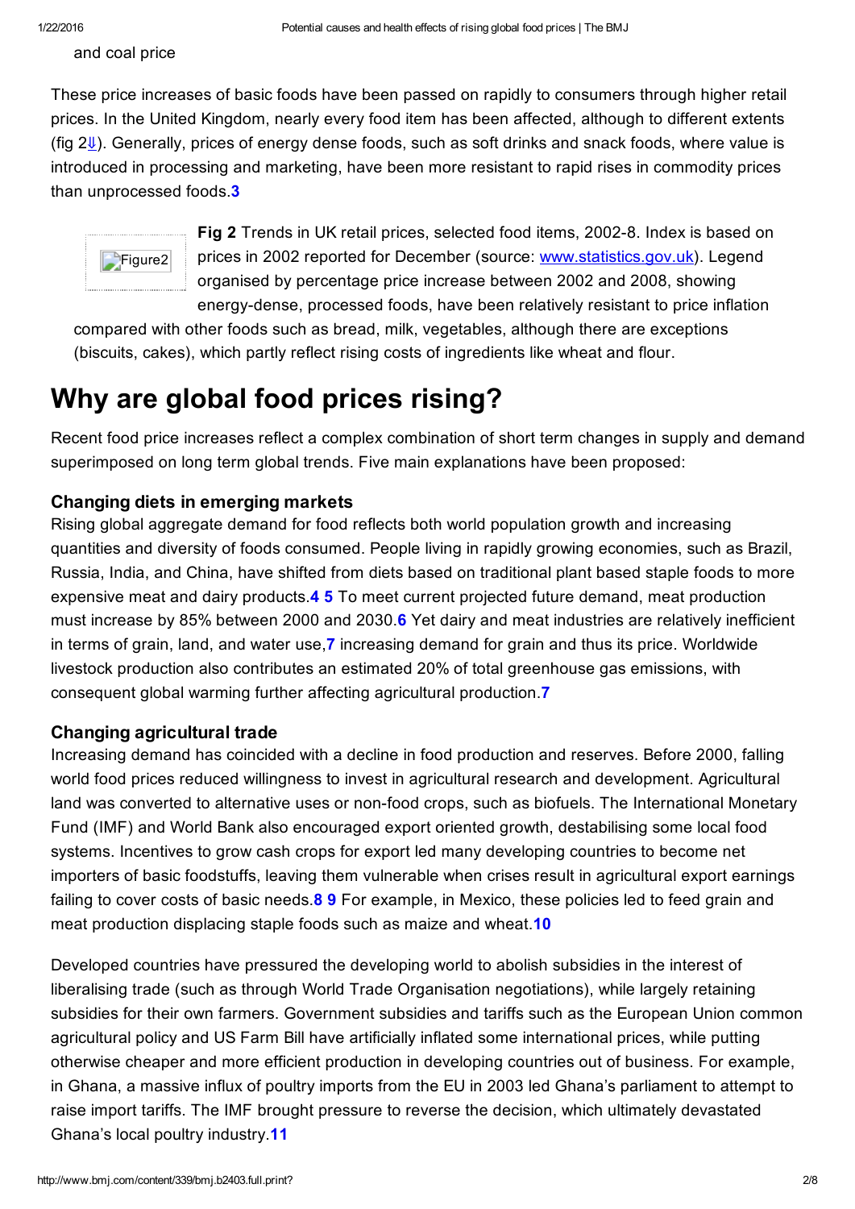and coal price

These price increases of basic foods have been passed on rapidly to consumers through higher retail prices. In the United Kingdom, nearly every food item has been affected, although to different extents (fig 2). Generally, prices of energy dense foods, such as soft drinks and snack foods, where value is introduced in processing and marketing, have been more resistant to rapid rises in commodity prices than unprocessed foods.[3]

**Fig 2** Trends in UK retail prices, selected food items, 2002-8. Index is based on prices in 2002 reported for December (source: www.statistics.gov.uk). Legend organised by percentage price increase between 2002 and 2008, showing energy-dense, processed foods, have been relatively resistant to price inflation compared with other foods such as bread, milk, vegetables, although there are exceptions (biscuits, cakes), which partly reflect rising costs of ingredients like wheat and flour.

# Why are global food prices rising?

Recent food price increases reflect a complex combination of short term changes in supply and demand superimposed on long term global trends. Five main explanations have been proposed:

### Changing diets in emerging markets

Rising global aggregate demand for food reflects both world population growth and increasing quantities and diversity of foods consumed. People living in rapidly growing economies, such as Brazil, Russia, India, and China, have shifted from diets based on traditional plant based staple foods to more expensive meat and dairy products.[4] [5] To meet current projected future demand, meat production must increase by 85% between 2000 and 2030.[6] Yet dairy and meat industries are relatively inefficient in terms of grain, land, and water use,[7] increasing demand for grain and thus its price. Worldwide livestock production also contributes an estimated 20% of total greenhouse gas emissions, with consequent global warming further affecting agricultural production.[7]

### Changing agricultural trade

Increasing demand has coincided with a decline in food production and reserves. Before 2000, falling world food prices reduced willingness to invest in agricultural research and development. Agricultural land was converted to alternative uses or non-food crops, such as biofuels. The International Monetary Fund (IMF) and World Bank also encouraged export oriented growth, destabilising some local food systems. Incentives to grow cash crops for export led many developing countries to become net importers of basic foodstuffs, leaving them vulnerable when crises result in agricultural export earnings failing to cover costs of basic needs.[8] [9] For example, in Mexico, these policies led to feed grain and meat production displacing staple foods such as maize and wheat.[10]

Developed countries have pressured the developing world to abolish subsidies in the interest of liberalising trade (such as through World Trade Organisation negotiations), while largely retaining subsidies for their own farmers. Government subsidies and tariffs such as the European Union common agricultural policy and US Farm Bill have artificially inflated some international prices, while putting otherwise cheaper and more efficient production in developing countries out of business. For example, in Ghana, a massive influx of poultry imports from the EU in 2003 led Ghana's parliament to attempt to raise import tariffs. The IMF brought pressure to reverse the decision, which ultimately devastated Ghana's local poultry industry.[11]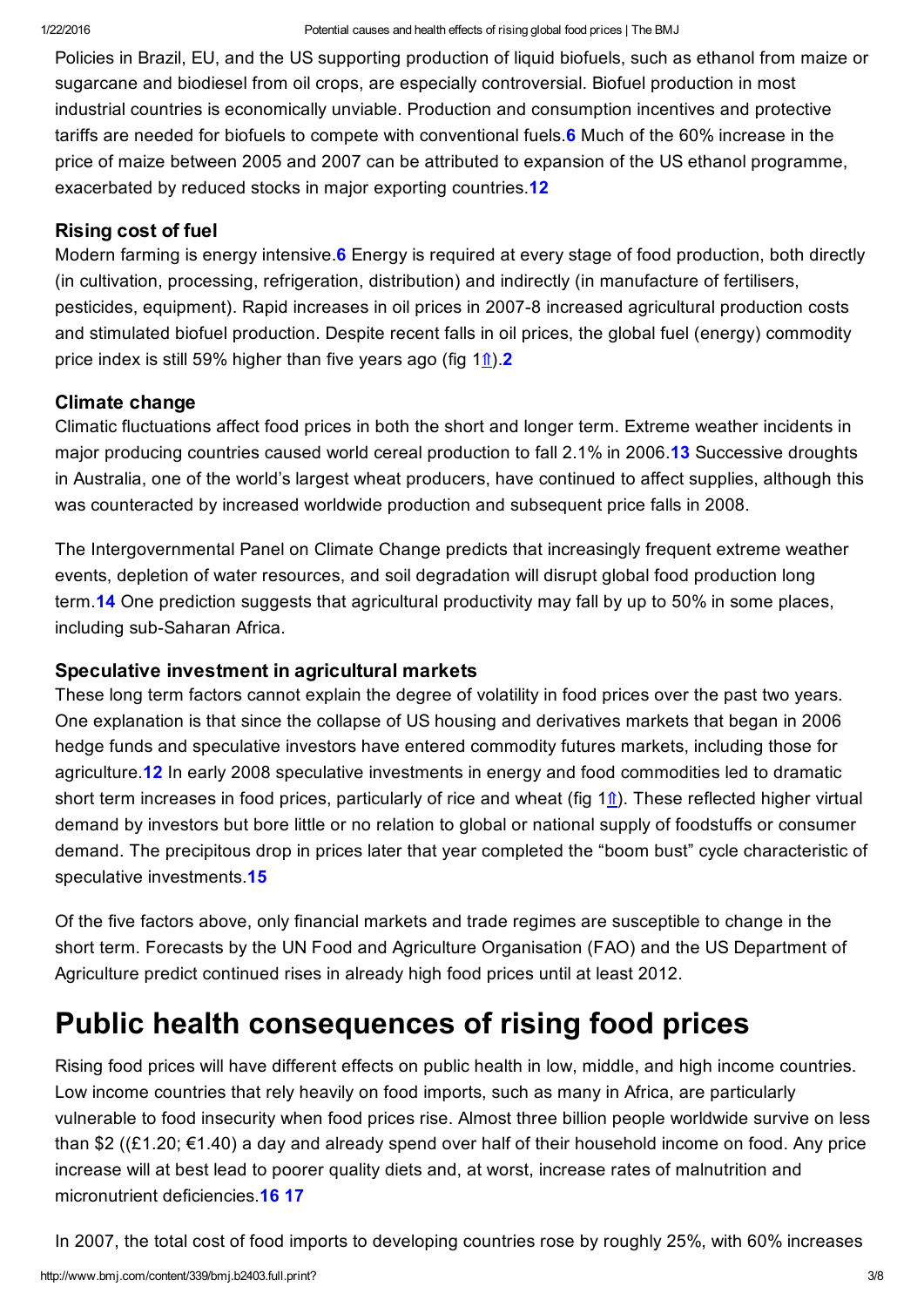Policies in Brazil, EU, and the US supporting production of liquid biofuels, such as ethanol from maize or sugarcane and biodiesel from oil crops, are especially controversial. Biofuel production in most industrial countries is economically unviable. Production and consumption incentives and protective tariffs are needed for biofuels to compete with conventional fuels.[6] Much of the 60% increase in the price of maize between 2005 and 2007 can be attributed to expansion of the US ethanol programme, exacerbated by reduced stocks in major exporting countries.[12]

### Rising cost of fuel

Modern farming is energy intensive.[6] Energy is required at every stage of food production, both directly (in cultivation, processing, refrigeration, distribution) and indirectly (in manufacture of fertilisers, pesticides, equipment). Rapid increases in oil prices in 2007-8 increased agricultural production costs and stimulated biofuel production. Despite recent falls in oil prices, the global fuel (energy) commodity price index is still 59% higher than five years ago (fig 1⇑).[2]

### Climate change

Climatic fluctuations affect food prices in both the short and longer term. Extreme weather incidents in major producing countries caused world cereal production to fall 2.1% in 2006.[13] Successive droughts in Australia, one of the world's largest wheat producers, have continued to affect supplies, although this was counteracted by increased worldwide production and subsequent price falls in 2008.

The Intergovernmental Panel on Climate Change predicts that increasingly frequent extreme weather events, depletion of water resources, and soil degradation will disrupt global food production long term.[14] One prediction suggests that agricultural productivity may fall by up to 50% in some places, including sub-Saharan Africa.

### Speculative investment in agricultural markets

These long term factors cannot explain the degree of volatility in food prices over the past two years. One explanation is that since the collapse of US housing and derivatives markets that began in 2006 hedge funds and speculative investors have entered commodity futures markets, including those for agriculture.[12] In early 2008 speculative investments in energy and food commodities led to dramatic short term increases in food prices, particularly of rice and wheat (fig 1⇑). These reflected higher virtual demand by investors but bore little or no relation to global or national supply of foodstuffs or consumer demand. The precipitous drop in prices later that year completed the "boom bust" cycle characteristic of speculative investments.[15]

Of the five factors above, only financial markets and trade regimes are susceptible to change in the short term. Forecasts by the UN Food and Agriculture Organisation (FAO) and the US Department of Agriculture predict continued rises in already high food prices until at least 2012.

# Public health consequences of rising food prices

Rising food prices will have different effects on public health in low, middle, and high income countries. Low income countries that rely heavily on food imports, such as many in Africa, are particularly vulnerable to food insecurity when food prices rise. Almost three billion people worldwide survive on less than $2 ((£1.20; €1.40) a day and already spend over half of their household income on food. Any price increase will at best lead to poorer quality diets and, at worst, increase rates of malnutrition and micronutrient deficiencies.[16 17]

In 2007, the total cost of food imports to developing countries rose by roughly 25%, with 60% increases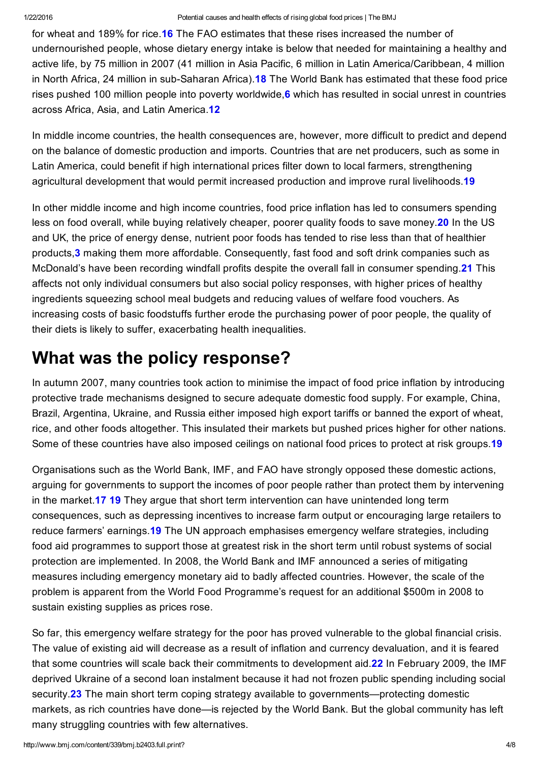for wheat and 189% for rice.[16] The FAO estimates that these rises increased the number of undernourished people, whose dietary energy intake is below that needed for maintaining a healthy and active life, by 75 million in 2007 (41 million in Asia Pacific, 6 million in Latin America/Caribbean, 4 million in North Africa, 24 million in sub-Saharan Africa).[18] The World Bank has estimated that these food price rises pushed 100 million people into poverty worldwide,[6] which has resulted in social unrest in countries across Africa, Asia, and Latin America.[12]

In middle income countries, the health consequences are, however, more difficult to predict and depend on the balance of domestic production and imports. Countries that are net producers, such as some in Latin America, could benefit if high international prices filter down to local farmers, strengthening agricultural development that would permit increased production and improve rural livelihoods.[19]

In other middle income and high income countries, food price inflation has led to consumers spending less on food overall, while buying relatively cheaper, poorer quality foods to save money.[20] In the US and UK, the price of energy dense, nutrient poor foods has tended to rise less than that of healthier products,[3] making them more affordable. Consequently, fast food and soft drink companies such as McDonald's have been recording windfall profits despite the overall fall in consumer spending.[21] This affects not only individual consumers but also social policy responses, with higher prices of healthy ingredients squeezing school meal budgets and reducing values of welfare food vouchers. As increasing costs of basic foodstuffs further erode the purchasing power of poor people, the quality of their diets is likely to suffer, exacerbating health inequalities.

## What was the policy response?

In autumn 2007, many countries took action to minimise the impact of food price inflation by introducing protective trade mechanisms designed to secure adequate domestic food supply. For example, China, Brazil, Argentina, Ukraine, and Russia either imposed high export tariffs or banned the export of wheat, rice, and other foods altogether. This insulated their markets but pushed prices higher for other nations. Some of these countries have also imposed ceilings on national food prices to protect at risk groups.[19]

Organisations such as the World Bank, IMF, and FAO have strongly opposed these domestic actions, arguing for governments to support the incomes of poor people rather than protect them by intervening in the market.[17,19] They argue that short term intervention can have unintended long term consequences, such as depressing incentives to increase farm output or encouraging large retailers to reduce farmers' earnings.[19] The UN approach emphasises emergency welfare strategies, including food aid programmes to support those at greatest risk in the short term until robust systems of social protection are implemented. In 2008, the World Bank and IMF announced a series of mitigating measures including emergency monetary aid to badly affected countries. However, the scale of the problem is apparent from the World Food Programme's request for an additional $500m in 2008 to sustain existing supplies as prices rose.

So far, this emergency welfare strategy for the poor has proved vulnerable to the global financial crisis. The value of existing aid will decrease as a result of inflation and currency devaluation, and it is feared that some countries will scale back their commitments to development aid.[22] In February 2009, the IMF deprived Ukraine of a second loan instalment because it had not frozen public spending including social security.[23] The main short term coping strategy available to governments—protecting domestic markets, as rich countries have done—is rejected by the World Bank. But the global community has left many struggling countries with few alternatives.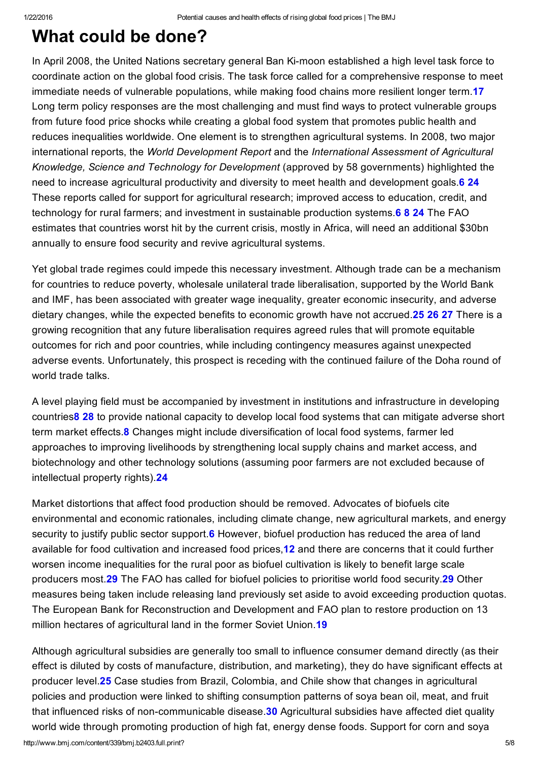# What could be done?

In April 2008, the United Nations secretary general Ban Ki-moon established a high level task force to coordinate action on the global food crisis. The task force called for a comprehensive response to meet immediate needs of vulnerable populations, while making food chains more resilient longer term.[17] Long term policy responses are the most challenging and must find ways to protect vulnerable groups from future food price shocks while creating a global food system that promotes public health and reduces inequalities worldwide. One element is to strengthen agricultural systems. In 2008, two major international reports, the *World Development Report* and the *International Assessment of Agricultural Knowledge, Science and Technology for Development* (approved by 58 governments) highlighted the need to increase agricultural productivity and diversity to meet health and development goals.[6 24] These reports called for support for agricultural research; improved access to education, credit, and technology for rural farmers; and investment in sustainable production systems.[6 8 24] The FAO estimates that countries worst hit by the current crisis, mostly in Africa, will need an additional $30bn annually to ensure food security and revive agricultural systems.

Yet global trade regimes could impede this necessary investment. Although trade can be a mechanism for countries to reduce poverty, wholesale unilateral trade liberalisation, supported by the World Bank and IMF, has been associated with greater wage inequality, greater economic insecurity, and adverse dietary changes, while the expected benefits to economic growth have not accrued.[25 26 27] There is a growing recognition that any future liberalisation requires agreed rules that will promote equitable outcomes for rich and poor countries, while including contingency measures against unexpected adverse events. Unfortunately, this prospect is receding with the continued failure of the Doha round of world trade talks.

A level playing field must be accompanied by investment in institutions and infrastructure in developing countries[8 28] to provide national capacity to develop local food systems that can mitigate adverse short term market effects.[8] Changes might include diversification of local food systems, farmer led approaches to improving livelihoods by strengthening local supply chains and market access, and biotechnology and other technology solutions (assuming poor farmers are not excluded because of intellectual property rights).[24]

Market distortions that affect food production should be removed. Advocates of biofuels cite environmental and economic rationales, including climate change, new agricultural markets, and energy security to justify public sector support.[6] However, biofuel production has reduced the area of land available for food cultivation and increased food prices,[12] and there are concerns that it could further worsen income inequalities for the rural poor as biofuel cultivation is likely to benefit large scale producers most.[29] The FAO has called for biofuel policies to prioritise world food security.[29] Other measures being taken include releasing land previously set aside to avoid exceeding production quotas. The European Bank for Reconstruction and Development and FAO plan to restore production on 13 million hectares of agricultural land in the former Soviet Union.[19]

Although agricultural subsidies are generally too small to influence consumer demand directly (as their effect is diluted by costs of manufacture, distribution, and marketing), they do have significant effects at producer level.[25] Case studies from Brazil, Colombia, and Chile show that changes in agricultural policies and production were linked to shifting consumption patterns of soya bean oil, meat, and fruit that influenced risks of non-communicable disease.[30] Agricultural subsidies have affected diet quality world wide through promoting production of high fat, energy dense foods. Support for corn and soya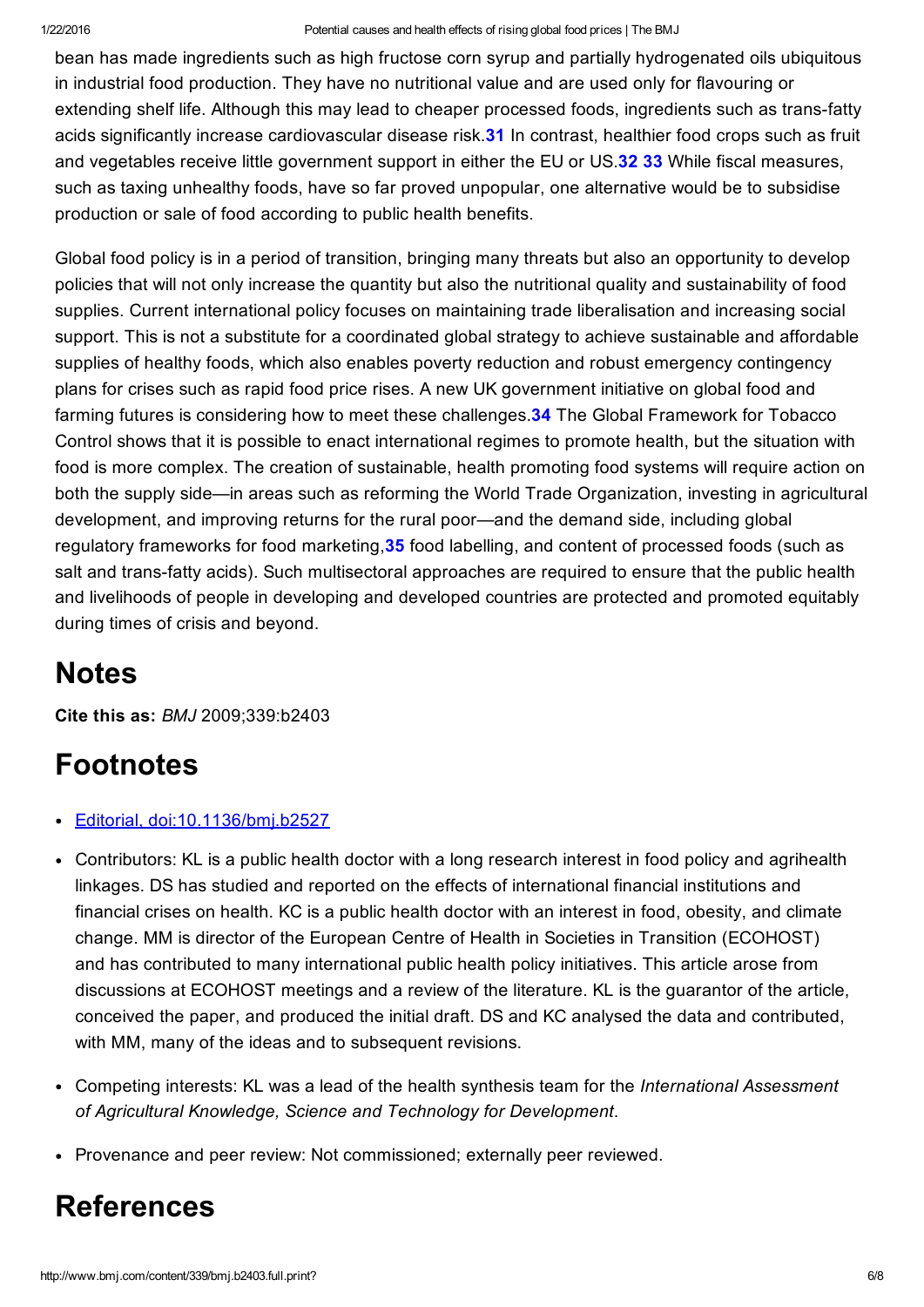bean has made ingredients such as high fructose corn syrup and partially hydrogenated oils ubiquitous in industrial food production. They have no nutritional value and are used only for flavouring or extending shelf life. Although this may lead to cheaper processed foods, ingredients such as trans-fatty acids significantly increase cardiovascular disease risk.[31] In contrast, healthier food crops such as fruit and vegetables receive little government support in either the EU or US.[32] [33] While fiscal measures, such as taxing unhealthy foods, have so far proved unpopular, one alternative would be to subsidise production or sale of food according to public health benefits.

Global food policy is in a period of transition, bringing many threats but also an opportunity to develop policies that will not only increase the quantity but also the nutritional quality and sustainability of food supplies. Current international policy focuses on maintaining trade liberalisation and increasing social support. This is not a substitute for a coordinated global strategy to achieve sustainable and affordable supplies of healthy foods, which also enables poverty reduction and robust emergency contingency plans for crises such as rapid food price rises. A new UK government initiative on global food and farming futures is considering how to meet these challenges.[34] The Global Framework for Tobacco Control shows that it is possible to enact international regimes to promote health, but the situation with food is more complex. The creation of sustainable, health promoting food systems will require action on both the supply side—in areas such as reforming the World Trade Organization, investing in agricultural development, and improving returns for the rural poor—and the demand side, including global regulatory frameworks for food marketing,[35] food labelling, and content of processed foods (such as salt and trans-fatty acids). Such multisectoral approaches are required to ensure that the public health and livelihoods of people in developing and developed countries are protected and promoted equitably during times of crisis and beyond.

# Notes

**Cite this as:** *BMJ* 2009;339:b2403

# Footnotes

- Editorial, doi:10.1136/bmj.b2527
- Contributors: KL is a public health doctor with a long research interest in food policy and agrihealth linkages. DS has studied and reported on the effects of international financial institutions and financial crises on health. KC is a public health doctor with an interest in food, obesity, and climate change. MM is director of the European Centre of Health in Societies in Transition (ECOHOST) and has contributed to many international public health policy initiatives. This article arose from discussions at ECOHOST meetings and a review of the literature. KL is the guarantor of the article, conceived the paper, and produced the initial draft. DS and KC analysed the data and contributed, with MM, many of the ideas and to subsequent revisions.
- Competing interests: KL was a lead of the health synthesis team for the *International Assessment of Agricultural Knowledge, Science and Technology for Development*.
- Provenance and peer review: Not commissioned; externally peer reviewed.

# References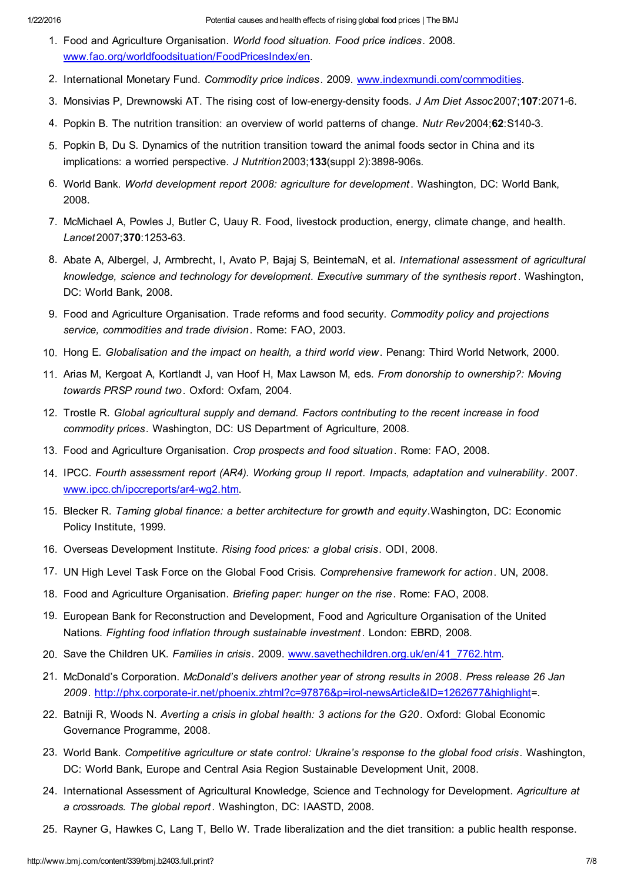1. Food and Agriculture Organisation. *World food situation. Food price indices*. 2008. www.fao.org/worldfoodsituation/FoodPricesIndex/en.
2. International Monetary Fund. *Commodity price indices*. 2009. www.indexmundi.com/commodities.
3. Monsivias P, Drewnowski AT. The rising cost of low-energy-density foods. *J Am Diet Assoc* 2007;**107**:2071-6.
4. Popkin B. The nutrition transition: an overview of world patterns of change. *Nutr Rev* 2004;**62**:S140-3.
5. Popkin B, Du S. Dynamics of the nutrition transition toward the animal foods sector in China and its implications: a worried perspective. *J Nutrition* 2003;**133**(suppl 2):3898-906s.
6. World Bank. *World development report 2008: agriculture for development*. Washington, DC: World Bank, 2008.
7. McMichael A, Powles J, Butler C, Uauy R. Food, livestock production, energy, climate change, and health. *Lancet* 2007;**370**:1253-63.
8. Abate A, Albergel, J, Armbrecht, I, Avato P, Bajaj S, BeintemaN, et al. *International assessment of agricultural knowledge, science and technology for development. Executive summary of the synthesis report*. Washington, DC: World Bank, 2008.
9. Food and Agriculture Organisation. Trade reforms and food security. *Commodity policy and projections service, commodities and trade division*. Rome: FAO, 2003.
10. Hong E. *Globalisation and the impact on health, a third world view*. Penang: Third World Network, 2000.
11. Arias M, Kergoat A, Kortlandt J, van Hoof H, Max Lawson M, eds. *From donorship to ownership?: Moving towards PRSP round two*. Oxford: Oxfam, 2004.
12. Trostle R. *Global agricultural supply and demand. Factors contributing to the recent increase in food commodity prices*. Washington, DC: US Department of Agriculture, 2008.
13. Food and Agriculture Organisation. *Crop prospects and food situation*. Rome: FAO, 2008.
14. IPCC. *Fourth assessment report (AR4). Working group II report. Impacts, adaptation and vulnerability*. 2007. www.ipcc.ch/ipccreports/ar4-wg2.htm.
15. Blecker R. *Taming global finance: a better architecture for growth and equity*. Washington, DC: Economic Policy Institute, 1999.
16. Overseas Development Institute. *Rising food prices: a global crisis*. ODI, 2008.
17. UN High Level Task Force on the Global Food Crisis. *Comprehensive framework for action*. UN, 2008.
18. Food and Agriculture Organisation. *Briefing paper: hunger on the rise*. Rome: FAO, 2008.
19. European Bank for Reconstruction and Development, Food and Agriculture Organisation of the United Nations. *Fighting food inflation through sustainable investment*. London: EBRD, 2008.
20. Save the Children UK. *Families in crisis*. 2009. www.savethechildren.org.uk/en/41_7762.htm.
21. McDonald's Corporation. *McDonald's delivers another year of strong results in 2008. Press release 26 Jan 2009*. http://phx.corporate-ir.net/phoenix.zhtml?c=97876&p=irol-newsArticle&ID=1262677&highlight=.
22. Batniji R, Woods N. *Averting a crisis in global health: 3 actions for the G20*. Oxford: Global Economic Governance Programme, 2008.
23. World Bank. *Competitive agriculture or state control: Ukraine's response to the global food crisis*. Washington, DC: World Bank, Europe and Central Asia Region Sustainable Development Unit, 2008.
24. International Assessment of Agricultural Knowledge, Science and Technology for Development. *Agriculture at a crossroads. The global report*. Washington, DC: IAASTD, 2008.
25. Rayner G, Hawkes C, Lang T, Bello W. Trade liberalization and the diet transition: a public health response.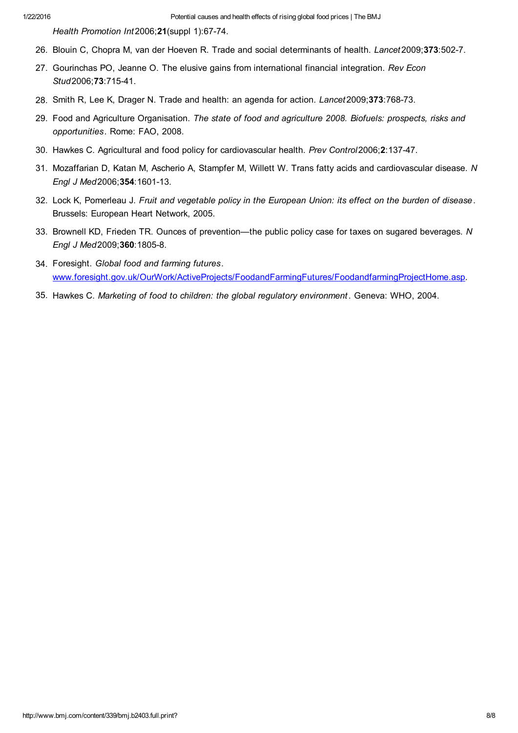*Health Promotion Int* 2006;**21**(suppl 1):67-74.

26. Blouin C, Chopra M, van der Hoeven R. Trade and social determinants of health. *Lancet* 2009;**373**:502-7.
27. Gourinchas PO, Jeanne O. The elusive gains from international financial integration. *Rev Econ Stud* 2006;**73**:715-41.
28. Smith R, Lee K, Drager N. Trade and health: an agenda for action. *Lancet* 2009;**373**:768-73.
29. Food and Agriculture Organisation. *The state of food and agriculture 2008. Biofuels: prospects, risks and opportunities*. Rome: FAO, 2008.
30. Hawkes C. Agricultural and food policy for cardiovascular health. *Prev Control* 2006;**2**:137-47.
31. Mozaffarian D, Katan M, Ascherio A, Stampfer M, Willett W. Trans fatty acids and cardiovascular disease. *N Engl J Med* 2006;**354**:1601-13.
32. Lock K, Pomerleau J. *Fruit and vegetable policy in the European Union: its effect on the burden of disease*. Brussels: European Heart Network, 2005.
33. Brownell KD, Frieden TR. Ounces of prevention—the public policy case for taxes on sugared beverages. *N Engl J Med* 2009;**360**:1805-8.
34. Foresight. *Global food and farming futures*. www.foresight.gov.uk/OurWork/ActiveProjects/FoodandFarmingFutures/FoodandfarmingProjectHome.asp.
35. Hawkes C. *Marketing of food to children: the global regulatory environment*. Geneva: WHO, 2004.